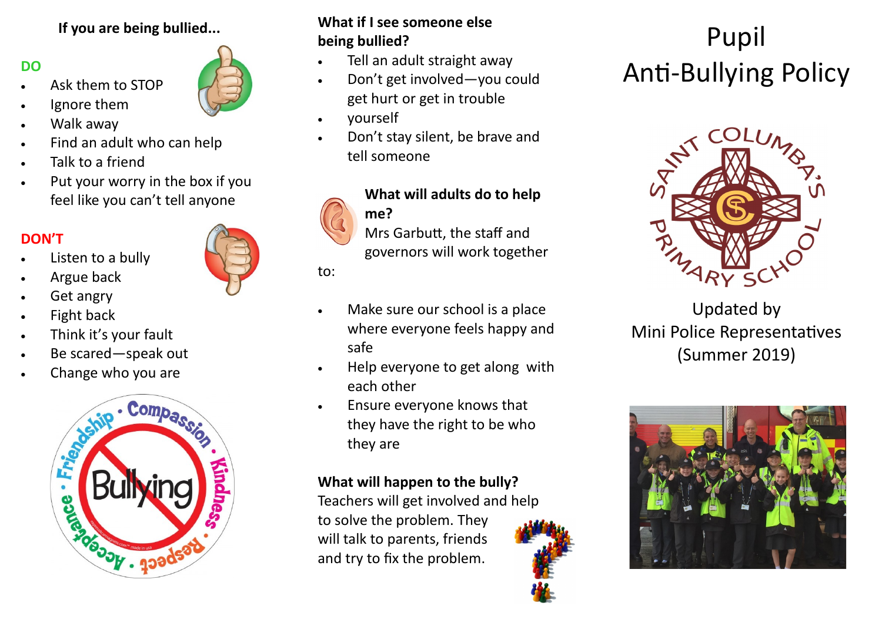# Pupil Anti-Bullying Policy

SAINT COLUMBA'S PRIMARY SCHOOL

Updated by
Mini Police Representatives
(Summer 2019)

### If you are being bullied...

**DO**

- Ask them to STOP
- Ignore them
- Walk away
- Find an adult who can help
- Talk to a friend
- Put your worry in the box if you feel like you can't tell anyone

**DON'T**

- Listen to a bully
- Argue back
- Get angry
- Fight back
- Think it's your fault
- Be scared—speak out
- Change who you are

### What if I see someone else being bullied?

- Tell an adult straight away
- Don't get involved—you could get hurt or get in trouble
- yourself
- Don't stay silent, be brave and tell someone

### What will adults do to help me?

Mrs Garbutt, the staff and governors will work together to:

- Make sure our school is a place where everyone feels happy and safe
- Help everyone to get along with each other
- Ensure everyone knows that they have the right to be who they are

### What will happen to the bully?

Teachers will get involved and help to solve the problem. They will talk to parents, friends and try to fix the problem.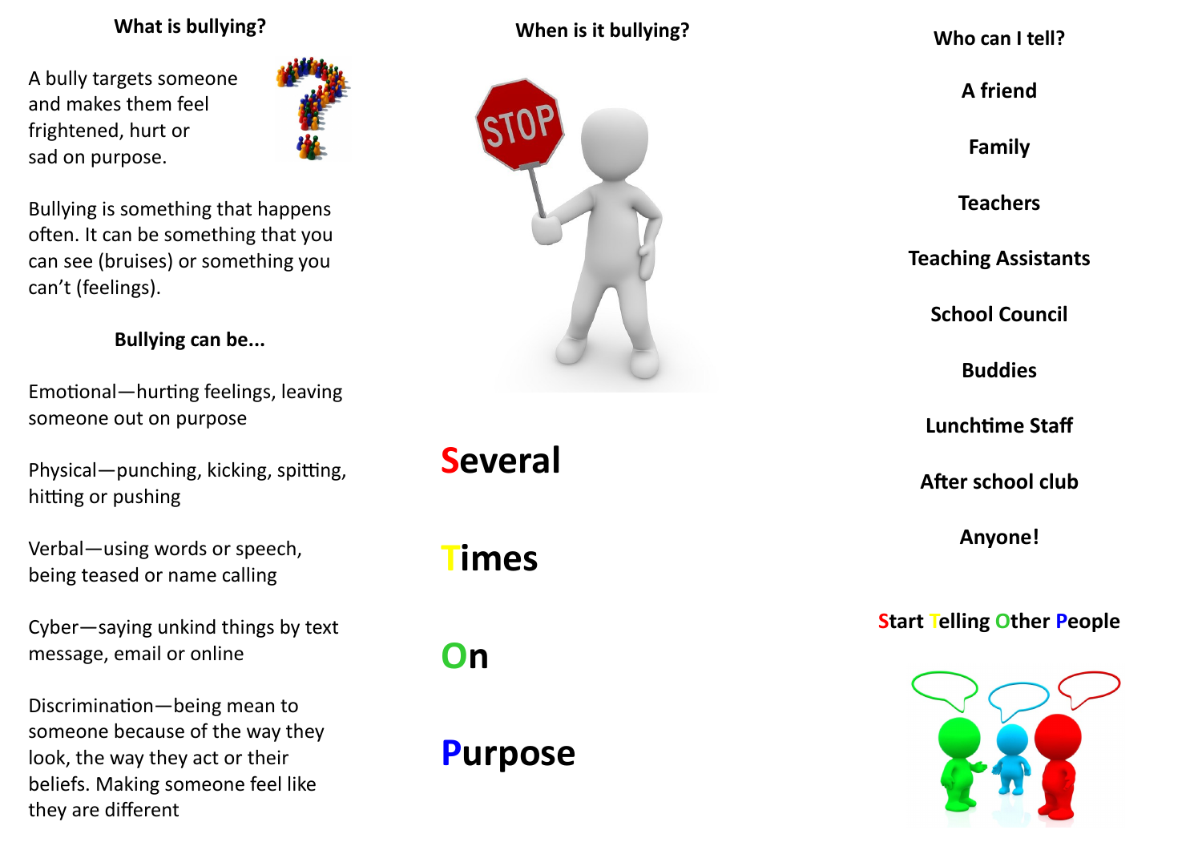## What is bullying?

A bully targets someone and makes them feel frightened, hurt or sad on purpose.

Bullying is something that happens often. It can be something that you can see (bruises) or something you can't (feelings).

### Bullying can be...

Emotional—hurting feelings, leaving someone out on purpose

Physical—punching, kicking, spitting, hitting or pushing

Verbal—using words or speech, being teased or name calling

Cyber—saying unkind things by text message, email or online

Discrimination—being mean to someone because of the way they look, the way they act or their beliefs. Making someone feel like they are different

## When is it bullying?

**S**everal

**T**imes

**O**n

**P**urpose

## Who can I tell?

**A friend**

**Family**

**Teachers**

**Teaching Assistants**

**School Council**

**Buddies**

**Lunchtime Staff**

**After school club**

**Anyone!**

**Start Telling Other People**